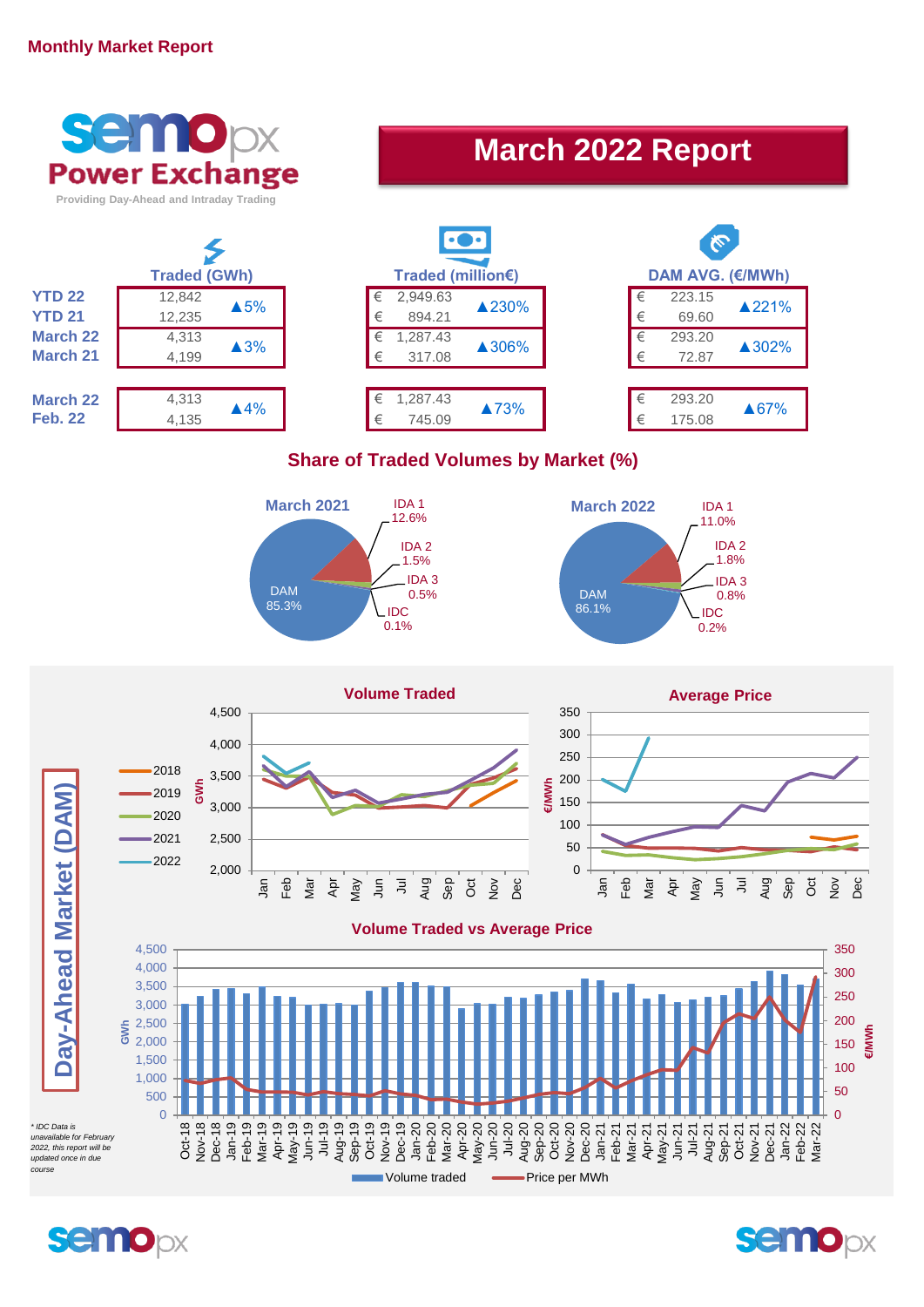Monthly Market Report

# March 2022 Report

SEMOpx Power Exchange
Providing Day-Ahead and Intraday Trading

| | Traded (GWh) | | Traded (million€) | | DAM AVG. (€/MWh) | |
|---|---|---|---|---|---|---|
| YTD 22 | 12,842 | ▲5% | € 2,949.63 | ▲230% | € 223.15 | ▲221% |
| YTD 21 | 12,235 | | € 894.21 | | € 69.60 | |
| March 22 | 4,313 | ▲3% | € 1,287.43 | ▲306% | € 293.20 | ▲302% |
| March 21 | 4,199 | | € 317.08 | | € 72.87 | |
| March 22 | 4,313 | ▲4% | € 1,287.43 | ▲73% | € 293.20 | ▲67% |
| Feb. 22 | 4,135 | | € 745.09 | | € 175.08 | |

## Share of Traded Volumes by Market (%)

| Market | March 2021 | March 2022 |
|---|---|---|
| DAM | 85.3% | 86.1% |
| IDA 1 | 12.6% | 11.0% |
| IDA 2 | 1.5% | 1.8% |
| IDA 3 | 0.5% | 0.8% |
| IDC | 0.1% | 0.2% |

## Day-Ahead Market (DAM)

### Volume Traded

### Average Price

### Volume Traded vs Average Price

* IDC Data is unavailable for February 2022, this report will be updated once in due course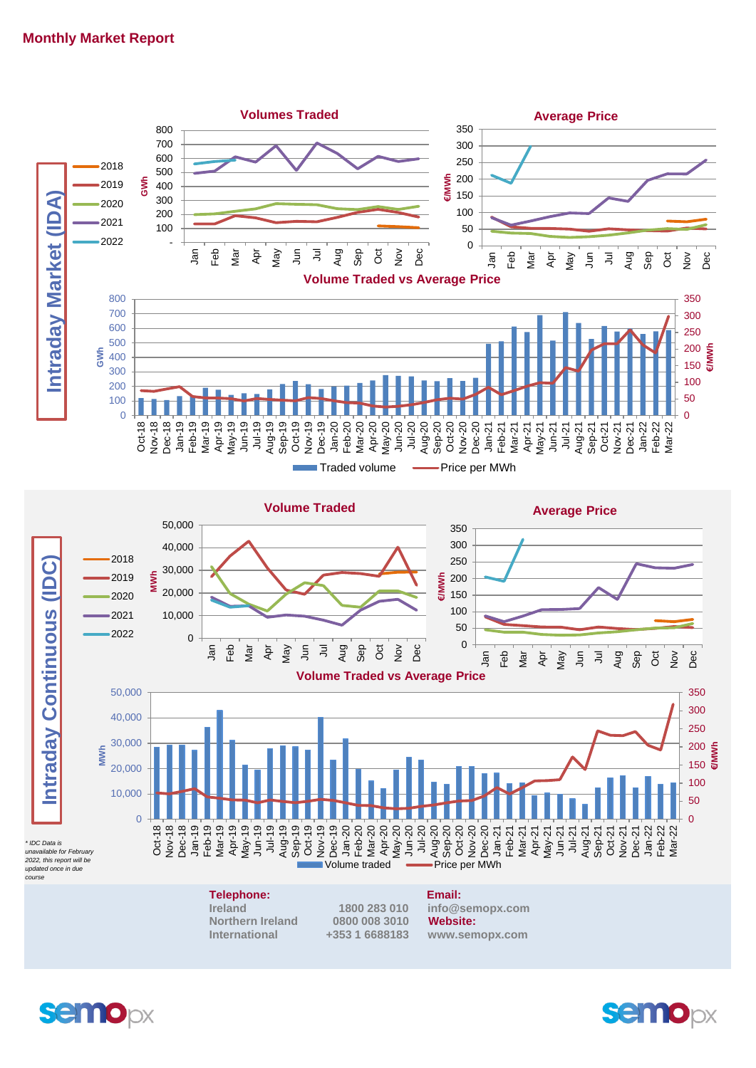## Monthly Market Report

## Intraday Market (IDA)

**Volumes Traded**

GWh

800
700
600
500
400
300
200
100
-

Jan Feb Mar Apr May Jun Jul Aug Sep Oct Nov Dec

2018
2019
2020
2021
2022

**Average Price**

€/MWh

350
300
250
200
150
100
50
0

Jan Feb Mar Apr May Jun Jul Aug Sep Oct Nov Dec

**Volume Traded vs Average Price**

GWh

800
700
600
500
400
300
200
100
0

€/MWh

350
300
250
200
150
100
50
0

Oct-18 Nov-18 Dec-18 Jan-19 Feb-19 Mar-19 Apr-19 May-19 Jun-19 Jul-19 Aug-19 Sep-19 Oct-19 Nov-19 Dec-19 Jan-20 Feb-20 Mar-20 Apr-20 May-20 Jun-20 Jul-20 Aug-20 Sep-20 Oct-20 Nov-20 Dec-20 Jan-21 Feb-21 Mar-21 Apr-21 May-21 Jun-21 Jul-21 Aug-21 Sep-21 Oct-21 Nov-21 Dec-21 Jan-22 Feb-22 Mar-22

Traded volume
Price per MWh

## Intraday Continuous (IDC)

**Volume Traded**

MWh

50,000
40,000
30,000
20,000
10,000
0

Jan Feb Mar Apr May Jun Jul Aug Sep Oct Nov Dec

2018
2019
2020
2021
2022

**Average Price**

€/MWh

350
300
250
200
150
100
50
0

Jan Feb Mar Apr May Jun Jul Aug Sep Oct Nov Dec

**Volume Traded vs Average Price**

MWh

50,000
40,000
30,000
20,000
10,000
0

€/MWh

350
300
250
200
150
100
50
0

Oct-18 Nov-18 Dec-18 Jan-19 Feb-19 Mar-19 Apr-19 May-19 Jun-19 Jul-19 Aug-19 Sep-19 Oct-19 Nov-19 Dec-19 Jan-20 Feb-20 Mar-20 Apr-20 May-20 Jun-20 Jul-20 Aug-20 Sep-20 Oct-20 Nov-20 Dec-20 Jan-21 Feb-21 Mar-21 Apr-21 May-21 Jun-21 Jul-21 Aug-21 Sep-21 Oct-21 Nov-21 Dec-21 Jan-22 Feb-22 Mar-22

Volume traded
Price per MWh

*\* IDC Data is unavailable for February 2022, this report will be updated once in due course*

**Telephone:**

Ireland 1800 283 010
Northern Ireland 0800 008 3010
International +353 1 6688183

**Email:**

info@semopx.com

**Website:**

www.semopx.com

semopx